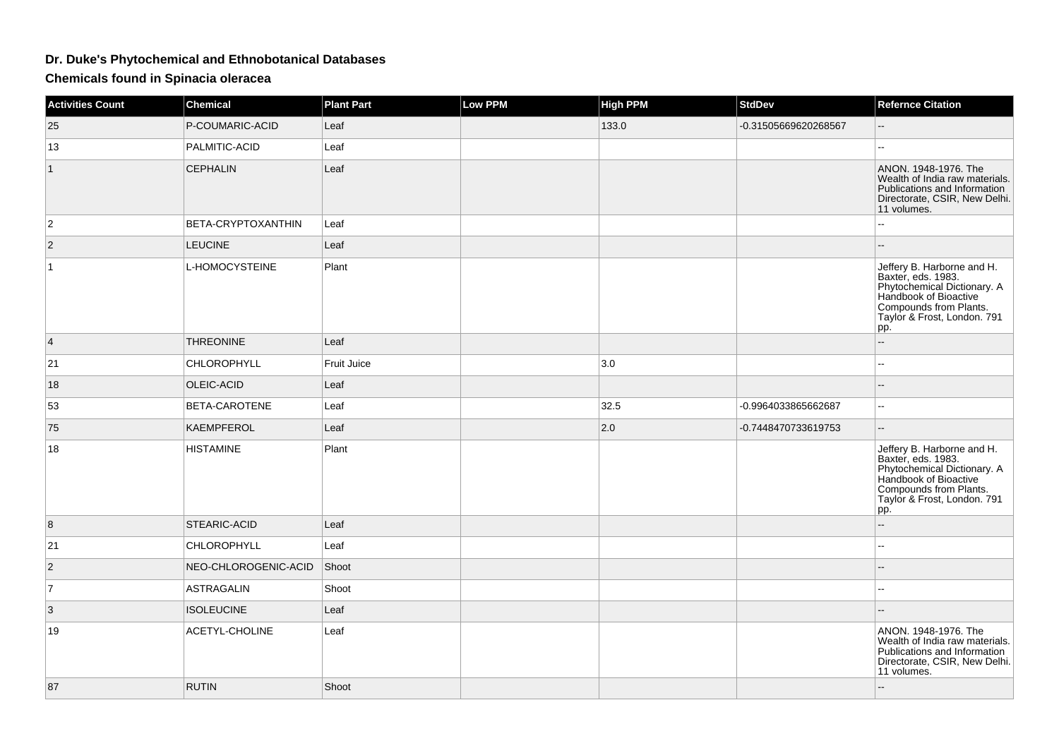# Dr. Duke's Phytochemical and Ethnobotanical Databases

## Chemicals found in Spinacia oleracea

| Activities Count | Chemical | Plant Part | Low PPM | High PPM | StdDev | Refernce Citation |
|---|---|---|---|---|---|---|
| 25 | P-COUMARIC-ACID | Leaf | | 133.0 | -0.31505669620268567 | -- |
| 13 | PALMITIC-ACID | Leaf | | | | -- |
| 1 | CEPHALIN | Leaf | | | | ANON. 1948-1976. The Wealth of India raw materials. Publications and Information Directorate, CSIR, New Delhi. 11 volumes. |
| 2 | BETA-CRYPTOXANTHIN | Leaf | | | | -- |
| 2 | LEUCINE | Leaf | | | | -- |
| 1 | L-HOMOCYSTEINE | Plant | | | | Jeffery B. Harborne and H. Baxter, eds. 1983. Phytochemical Dictionary. A Handbook of Bioactive Compounds from Plants. Taylor & Frost, London. 791 pp. |
| 4 | THREONINE | Leaf | | | | -- |
| 21 | CHLOROPHYLL | Fruit Juice | | 3.0 | | -- |
| 18 | OLEIC-ACID | Leaf | | | | -- |
| 53 | BETA-CAROTENE | Leaf | | 32.5 | -0.9964033865662687 | -- |
| 75 | KAEMPFEROL | Leaf | | 2.0 | -0.7448470733619753 | -- |
| 18 | HISTAMINE | Plant | | | | Jeffery B. Harborne and H. Baxter, eds. 1983. Phytochemical Dictionary. A Handbook of Bioactive Compounds from Plants. Taylor & Frost, London. 791 pp. |
| 8 | STEARIC-ACID | Leaf | | | | -- |
| 21 | CHLOROPHYLL | Leaf | | | | -- |
| 2 | NEO-CHLOROGENIC-ACID | Shoot | | | | -- |
| 7 | ASTRAGALIN | Shoot | | | | -- |
| 3 | ISOLEUCINE | Leaf | | | | -- |
| 19 | ACETYL-CHOLINE | Leaf | | | | ANON. 1948-1976. The Wealth of India raw materials. Publications and Information Directorate, CSIR, New Delhi. 11 volumes. |
| 87 | RUTIN | Shoot | | | | -- |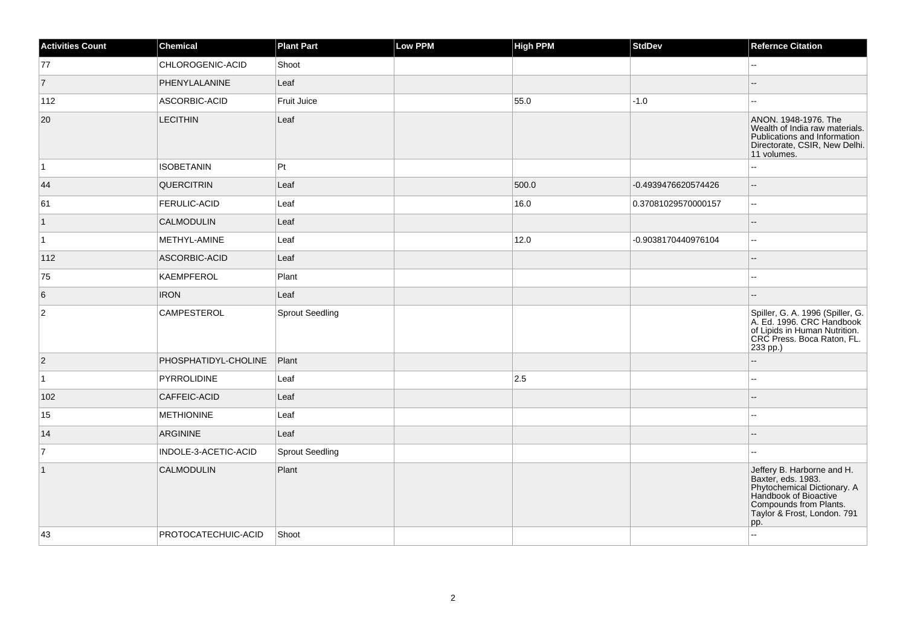| Activities Count | Chemical | Plant Part | Low PPM | High PPM | StdDev | Refernce Citation |
|---|---|---|---|---|---|---|
| 77 | CHLOROGENIC-ACID | Shoot | | | | -- |
| 7 | PHENYLALANINE | Leaf | | | | -- |
| 112 | ASCORBIC-ACID | Fruit Juice | | 55.0 | -1.0 | -- |
| 20 | LECITHIN | Leaf | | | | ANON. 1948-1976. The Wealth of India raw materials. Publications and Information Directorate, CSIR, New Delhi. 11 volumes. |
| 1 | ISOBETANIN | Pt | | | | -- |
| 44 | QUERCITRIN | Leaf | | 500.0 | -0.4939476620574426 | -- |
| 61 | FERULIC-ACID | Leaf | | 16.0 | 0.37081029570000157 | -- |
| 1 | CALMODULIN | Leaf | | | | -- |
| 1 | METHYL-AMINE | Leaf | | 12.0 | -0.9038170440976104 | -- |
| 112 | ASCORBIC-ACID | Leaf | | | | -- |
| 75 | KAEMPFEROL | Plant | | | | -- |
| 6 | IRON | Leaf | | | | -- |
| 2 | CAMPESTEROL | Sprout Seedling | | | | Spiller, G. A. 1996 (Spiller, G. A. Ed. 1996. CRC Handbook of Lipids in Human Nutrition. CRC Press. Boca Raton, FL. 233 pp.) |
| 2 | PHOSPHATIDYL-CHOLINE | Plant | | | | -- |
| 1 | PYRROLIDINE | Leaf | | 2.5 | | -- |
| 102 | CAFFEIC-ACID | Leaf | | | | -- |
| 15 | METHIONINE | Leaf | | | | -- |
| 14 | ARGININE | Leaf | | | | -- |
| 7 | INDOLE-3-ACETIC-ACID | Sprout Seedling | | | | -- |
| 1 | CALMODULIN | Plant | | | | Jeffery B. Harborne and H. Baxter, eds. 1983. Phytochemical Dictionary. A Handbook of Bioactive Compounds from Plants. Taylor & Frost, London. 791 pp. |
| 43 | PROTOCATECHUIC-ACID | Shoot | | | | -- |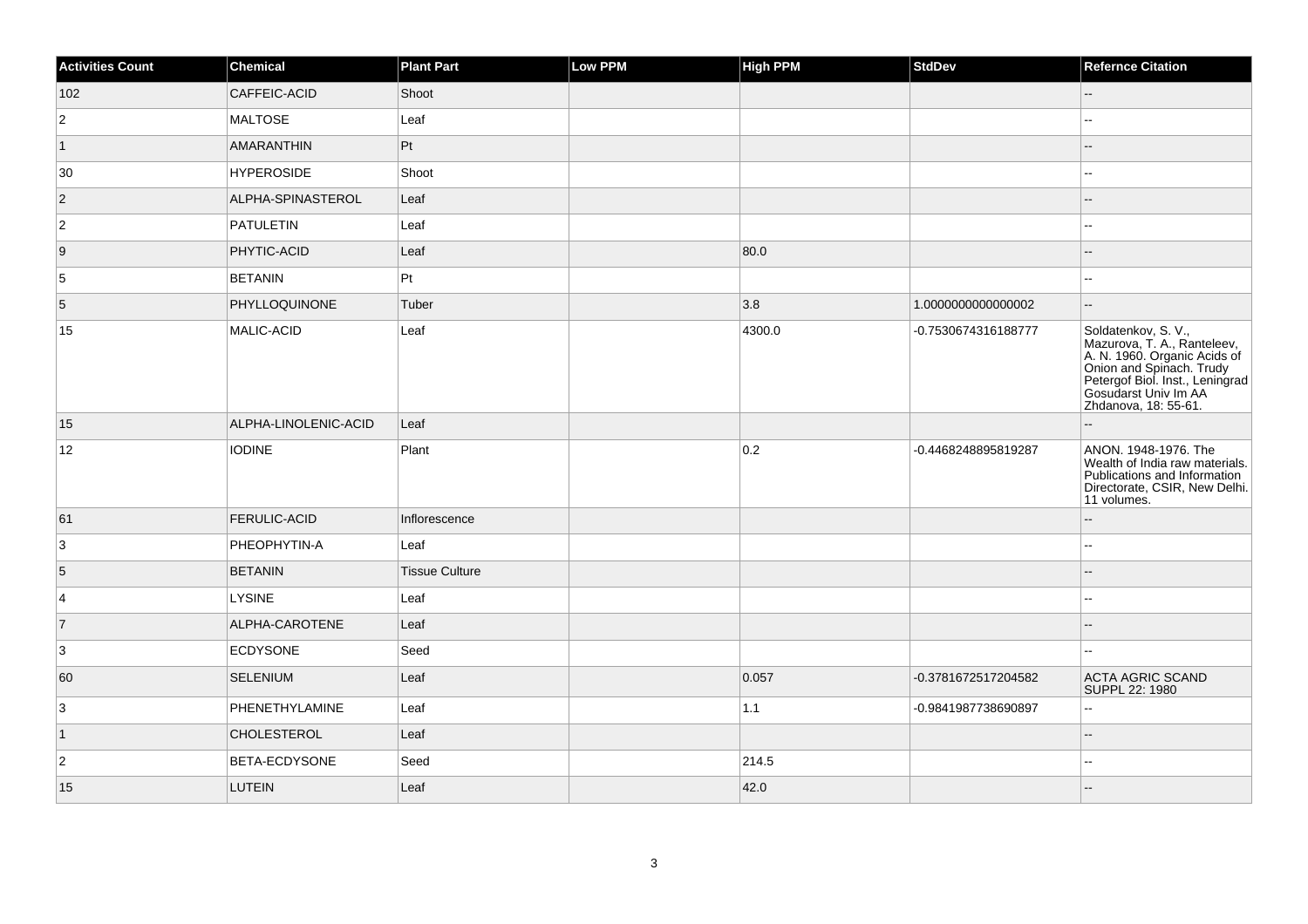| Activities Count | Chemical | Plant Part | Low PPM | High PPM | StdDev | Refernce Citation |
| --- | --- | --- | --- | --- | --- | --- |
| 102 | CAFFEIC-ACID | Shoot | | | | -- |
| 2 | MALTOSE | Leaf | | | | -- |
| 1 | AMARANTHIN | Pt | | | | -- |
| 30 | HYPEROSIDE | Shoot | | | | -- |
| 2 | ALPHA-SPINASTEROL | Leaf | | | | -- |
| 2 | PATULETIN | Leaf | | | | -- |
| 9 | PHYTIC-ACID | Leaf | | 80.0 | | -- |
| 5 | BETANIN | Pt | | | | -- |
| 5 | PHYLLOQUINONE | Tuber | | 3.8 | 1.0000000000000002 | -- |
| 15 | MALIC-ACID | Leaf | | 4300.0 | -0.7530674316188777 | Soldatenkov, S. V., Mazurova, T. A., Ranteleev, A. N. 1960. Organic Acids of Onion and Spinach. Trudy Petergof Biol. Inst., Leningrad Gosudarst Univ Im AA Zhdanova, 18: 55-61. |
| 15 | ALPHA-LINOLENIC-ACID | Leaf | | | | -- |
| 12 | IODINE | Plant | | 0.2 | -0.4468248895819287 | ANON. 1948-1976. The Wealth of India raw materials. Publications and Information Directorate, CSIR, New Delhi. 11 volumes. |
| 61 | FERULIC-ACID | Inflorescence | | | | -- |
| 3 | PHEOPHYTIN-A | Leaf | | | | -- |
| 5 | BETANIN | Tissue Culture | | | | -- |
| 4 | LYSINE | Leaf | | | | -- |
| 7 | ALPHA-CAROTENE | Leaf | | | | -- |
| 3 | ECDYSONE | Seed | | | | -- |
| 60 | SELENIUM | Leaf | | 0.057 | -0.3781672517204582 | ACTA AGRIC SCAND SUPPL 22: 1980 |
| 3 | PHENETHYLAMINE | Leaf | | 1.1 | -0.9841987738690897 | -- |
| 1 | CHOLESTEROL | Leaf | | | | -- |
| 2 | BETA-ECDYSONE | Seed | | 214.5 | | -- |
| 15 | LUTEIN | Leaf | | 42.0 | | -- |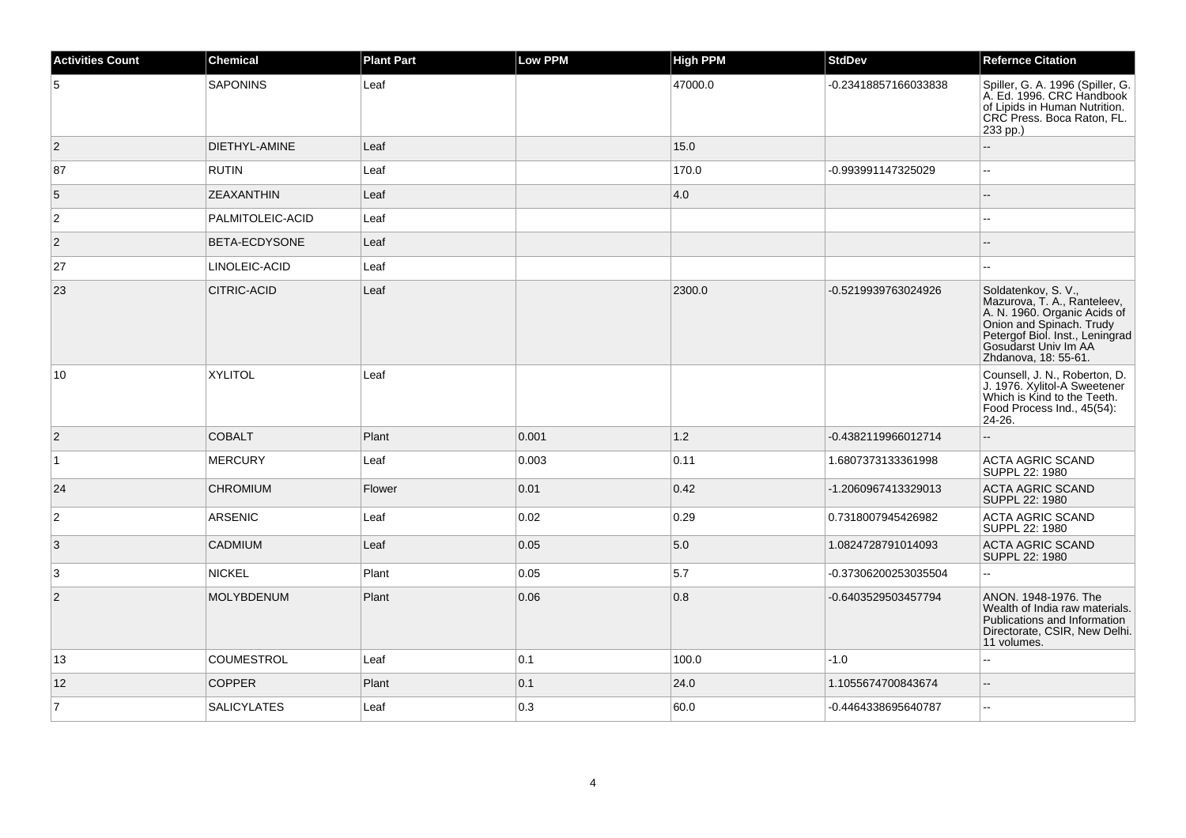| Activities Count | Chemical | Plant Part | Low PPM | High PPM | StdDev | Refernce Citation |
|---|---|---|---|---|---|---|
| 5 | SAPONINS | Leaf | | 47000.0 | -0.23418857166033838 | Spiller, G. A. 1996 (Spiller, G. A. Ed. 1996. CRC Handbook of Lipids in Human Nutrition. CRC Press. Boca Raton, FL. 233 pp.) |
| 2 | DIETHYL-AMINE | Leaf | | 15.0 | | -- |
| 87 | RUTIN | Leaf | | 170.0 | -0.993991147325029 | -- |
| 5 | ZEAXANTHIN | Leaf | | 4.0 | | -- |
| 2 | PALMITOLEIC-ACID | Leaf | | | | -- |
| 2 | BETA-ECDYSONE | Leaf | | | | -- |
| 27 | LINOLEIC-ACID | Leaf | | | | -- |
| 23 | CITRIC-ACID | Leaf | | 2300.0 | -0.5219939763024926 | Soldatenkov, S. V., Mazurova, T. A., Ranteleev, A. N. 1960. Organic Acids of Onion and Spinach. Trudy Petergof Biol. Inst., Leningrad Gosudarst Univ Im AA Zhdanova, 18: 55-61. |
| 10 | XYLITOL | Leaf | | | | Counsell, J. N., Roberton, D. J. 1976. Xylitol-A Sweetener Which is Kind to the Teeth. Food Process Ind., 45(54): 24-26. |
| 2 | COBALT | Plant | 0.001 | 1.2 | -0.4382119966012714 | -- |
| 1 | MERCURY | Leaf | 0.003 | 0.11 | 1.6807373133361998 | ACTA AGRIC SCAND SUPPL 22: 1980 |
| 24 | CHROMIUM | Flower | 0.01 | 0.42 | -1.2060967413329013 | ACTA AGRIC SCAND SUPPL 22: 1980 |
| 2 | ARSENIC | Leaf | 0.02 | 0.29 | 0.7318007945426982 | ACTA AGRIC SCAND SUPPL 22: 1980 |
| 3 | CADMIUM | Leaf | 0.05 | 5.0 | 1.0824728791014093 | ACTA AGRIC SCAND SUPPL 22: 1980 |
| 3 | NICKEL | Plant | 0.05 | 5.7 | -0.37306200253035504 | -- |
| 2 | MOLYBDENUM | Plant | 0.06 | 0.8 | -0.6403529503457794 | ANON. 1948-1976. The Wealth of India raw materials. Publications and Information Directorate, CSIR, New Delhi. 11 volumes. |
| 13 | COUMESTROL | Leaf | 0.1 | 100.0 | -1.0 | -- |
| 12 | COPPER | Plant | 0.1 | 24.0 | 1.1055674700843674 | -- |
| 7 | SALICYLATES | Leaf | 0.3 | 60.0 | -0.4464338695640787 | -- |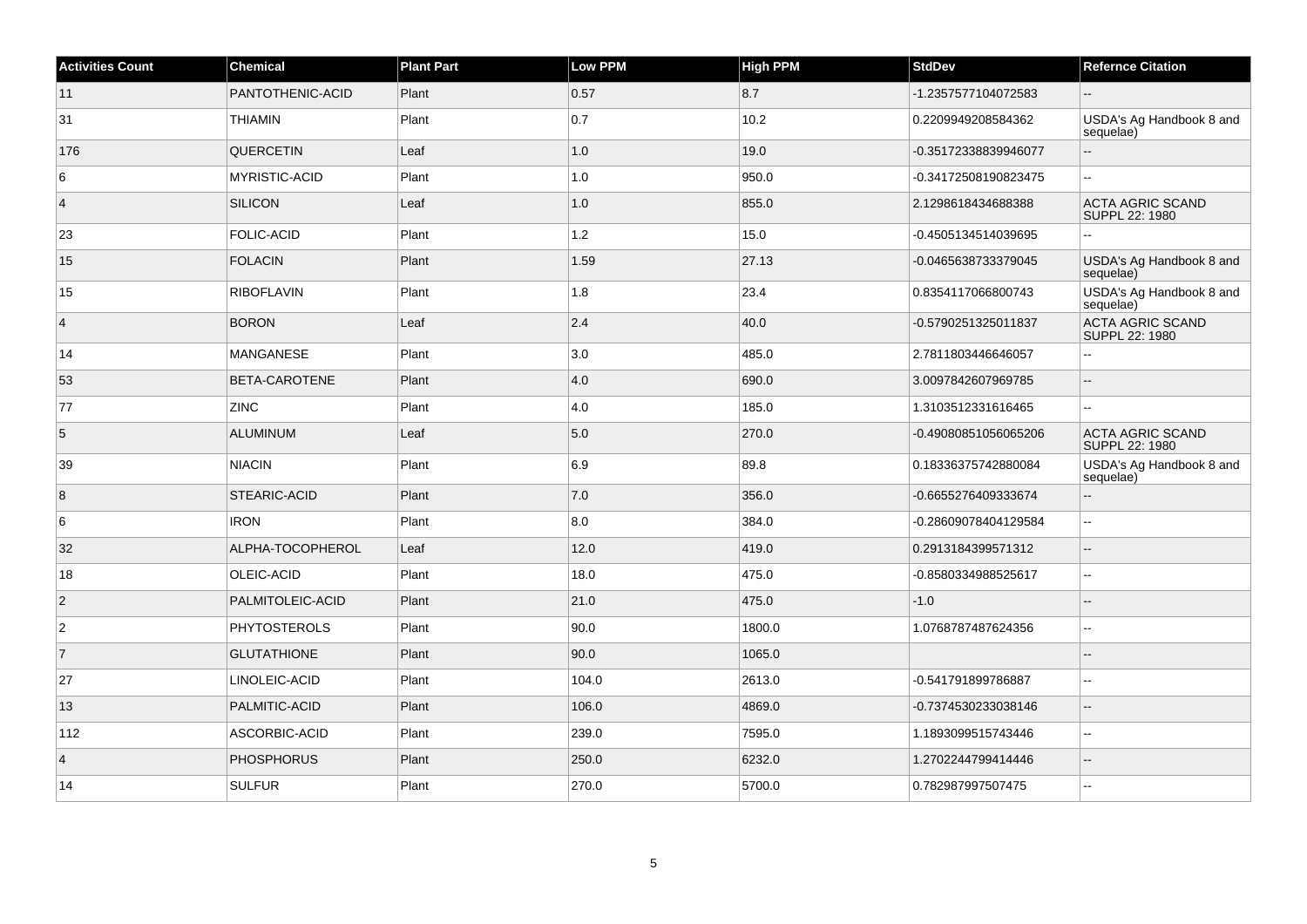| Activities Count | Chemical | Plant Part | Low PPM | High PPM | StdDev | Refernce Citation |
| --- | --- | --- | --- | --- | --- | --- |
| 11 | PANTOTHENIC-ACID | Plant | 0.57 | 8.7 | -1.2357577104072583 | -- |
| 31 | THIAMIN | Plant | 0.7 | 10.2 | 0.2209949208584362 | USDA's Ag Handbook 8 and sequelae) |
| 176 | QUERCETIN | Leaf | 1.0 | 19.0 | -0.35172338839946077 | -- |
| 6 | MYRISTIC-ACID | Plant | 1.0 | 950.0 | -0.34172508190823475 | -- |
| 4 | SILICON | Leaf | 1.0 | 855.0 | 2.1298618434688388 | ACTA AGRIC SCAND SUPPL 22: 1980 |
| 23 | FOLIC-ACID | Plant | 1.2 | 15.0 | -0.4505134514039695 | -- |
| 15 | FOLACIN | Plant | 1.59 | 27.13 | -0.0465638733379045 | USDA's Ag Handbook 8 and sequelae) |
| 15 | RIBOFLAVIN | Plant | 1.8 | 23.4 | 0.8354117066800743 | USDA's Ag Handbook 8 and sequelae) |
| 4 | BORON | Leaf | 2.4 | 40.0 | -0.5790251325011837 | ACTA AGRIC SCAND SUPPL 22: 1980 |
| 14 | MANGANESE | Plant | 3.0 | 485.0 | 2.7811803446646057 | -- |
| 53 | BETA-CAROTENE | Plant | 4.0 | 690.0 | 3.0097842607969785 | -- |
| 77 | ZINC | Plant | 4.0 | 185.0 | 1.3103512331616465 | -- |
| 5 | ALUMINUM | Leaf | 5.0 | 270.0 | -0.49080851056065206 | ACTA AGRIC SCAND SUPPL 22: 1980 |
| 39 | NIACIN | Plant | 6.9 | 89.8 | 0.18336375742880084 | USDA's Ag Handbook 8 and sequelae) |
| 8 | STEARIC-ACID | Plant | 7.0 | 356.0 | -0.6655276409333674 | -- |
| 6 | IRON | Plant | 8.0 | 384.0 | -0.28609078404129584 | -- |
| 32 | ALPHA-TOCOPHEROL | Leaf | 12.0 | 419.0 | 0.2913184399571312 | -- |
| 18 | OLEIC-ACID | Plant | 18.0 | 475.0 | -0.8580334988525617 | -- |
| 2 | PALMITOLEIC-ACID | Plant | 21.0 | 475.0 | -1.0 | -- |
| 2 | PHYTOSTEROLS | Plant | 90.0 | 1800.0 | 1.0768787487624356 | -- |
| 7 | GLUTATHIONE | Plant | 90.0 | 1065.0 | | -- |
| 27 | LINOLEIC-ACID | Plant | 104.0 | 2613.0 | -0.541791899786887 | -- |
| 13 | PALMITIC-ACID | Plant | 106.0 | 4869.0 | -0.7374530233038146 | -- |
| 112 | ASCORBIC-ACID | Plant | 239.0 | 7595.0 | 1.1893099515743446 | -- |
| 4 | PHOSPHORUS | Plant | 250.0 | 6232.0 | 1.2702244799414446 | -- |
| 14 | SULFUR | Plant | 270.0 | 5700.0 | 0.782987997507475 | -- |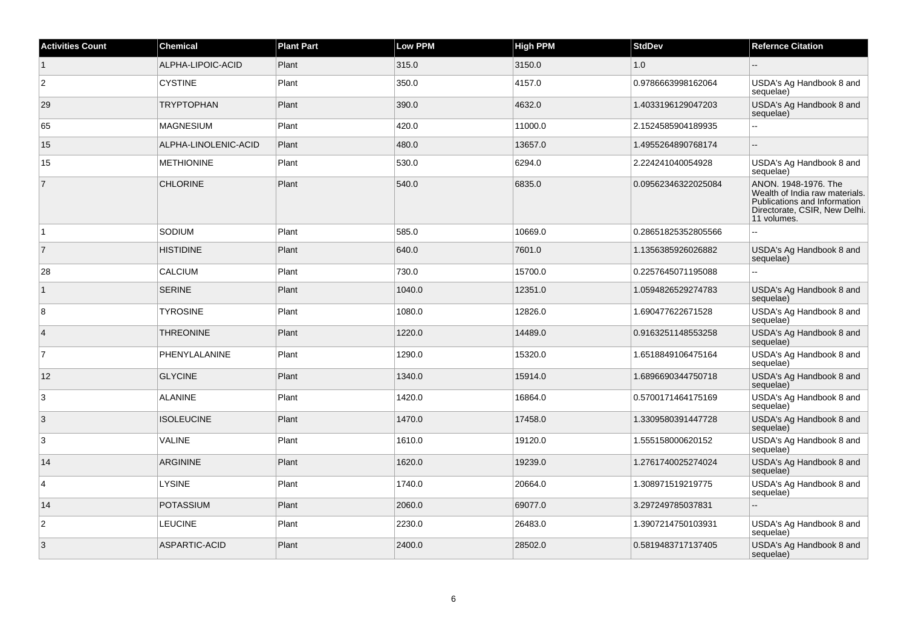| Activities Count | Chemical | Plant Part | Low PPM | High PPM | StdDev | Refernce Citation |
| --- | --- | --- | --- | --- | --- | --- |
| 1 | ALPHA-LIPOIC-ACID | Plant | 315.0 | 3150.0 | 1.0 | -- |
| 2 | CYSTINE | Plant | 350.0 | 4157.0 | 0.9786663998162064 | USDA's Ag Handbook 8 and sequelae) |
| 29 | TRYPTOPHAN | Plant | 390.0 | 4632.0 | 1.4033196129047203 | USDA's Ag Handbook 8 and sequelae) |
| 65 | MAGNESIUM | Plant | 420.0 | 11000.0 | 2.1524585904189935 | -- |
| 15 | ALPHA-LINOLENIC-ACID | Plant | 480.0 | 13657.0 | 1.4955264890768174 | -- |
| 15 | METHIONINE | Plant | 530.0 | 6294.0 | 2.224241040054928 | USDA's Ag Handbook 8 and sequelae) |
| 7 | CHLORINE | Plant | 540.0 | 6835.0 | 0.09562346322025084 | ANON. 1948-1976. The Wealth of India raw materials. Publications and Information Directorate, CSIR, New Delhi. 11 volumes. |
| 1 | SODIUM | Plant | 585.0 | 10669.0 | 0.28651825352805566 | -- |
| 7 | HISTIDINE | Plant | 640.0 | 7601.0 | 1.1356385926026882 | USDA's Ag Handbook 8 and sequelae) |
| 28 | CALCIUM | Plant | 730.0 | 15700.0 | 0.2257645071195088 | -- |
| 1 | SERINE | Plant | 1040.0 | 12351.0 | 1.0594826529274783 | USDA's Ag Handbook 8 and sequelae) |
| 8 | TYROSINE | Plant | 1080.0 | 12826.0 | 1.690477622671528 | USDA's Ag Handbook 8 and sequelae) |
| 4 | THREONINE | Plant | 1220.0 | 14489.0 | 0.9163251148553258 | USDA's Ag Handbook 8 and sequelae) |
| 7 | PHENYLALANINE | Plant | 1290.0 | 15320.0 | 1.6518849106475164 | USDA's Ag Handbook 8 and sequelae) |
| 12 | GLYCINE | Plant | 1340.0 | 15914.0 | 1.6896690344750718 | USDA's Ag Handbook 8 and sequelae) |
| 3 | ALANINE | Plant | 1420.0 | 16864.0 | 0.5700171464175169 | USDA's Ag Handbook 8 and sequelae) |
| 3 | ISOLEUCINE | Plant | 1470.0 | 17458.0 | 1.3309580391447728 | USDA's Ag Handbook 8 and sequelae) |
| 3 | VALINE | Plant | 1610.0 | 19120.0 | 1.555158000620152 | USDA's Ag Handbook 8 and sequelae) |
| 14 | ARGININE | Plant | 1620.0 | 19239.0 | 1.2761740025274024 | USDA's Ag Handbook 8 and sequelae) |
| 4 | LYSINE | Plant | 1740.0 | 20664.0 | 1.308971519219775 | USDA's Ag Handbook 8 and sequelae) |
| 14 | POTASSIUM | Plant | 2060.0 | 69077.0 | 3.297249785037831 | -- |
| 2 | LEUCINE | Plant | 2230.0 | 26483.0 | 1.3907214750103931 | USDA's Ag Handbook 8 and sequelae) |
| 3 | ASPARTIC-ACID | Plant | 2400.0 | 28502.0 | 0.5819483717137405 | USDA's Ag Handbook 8 and sequelae) |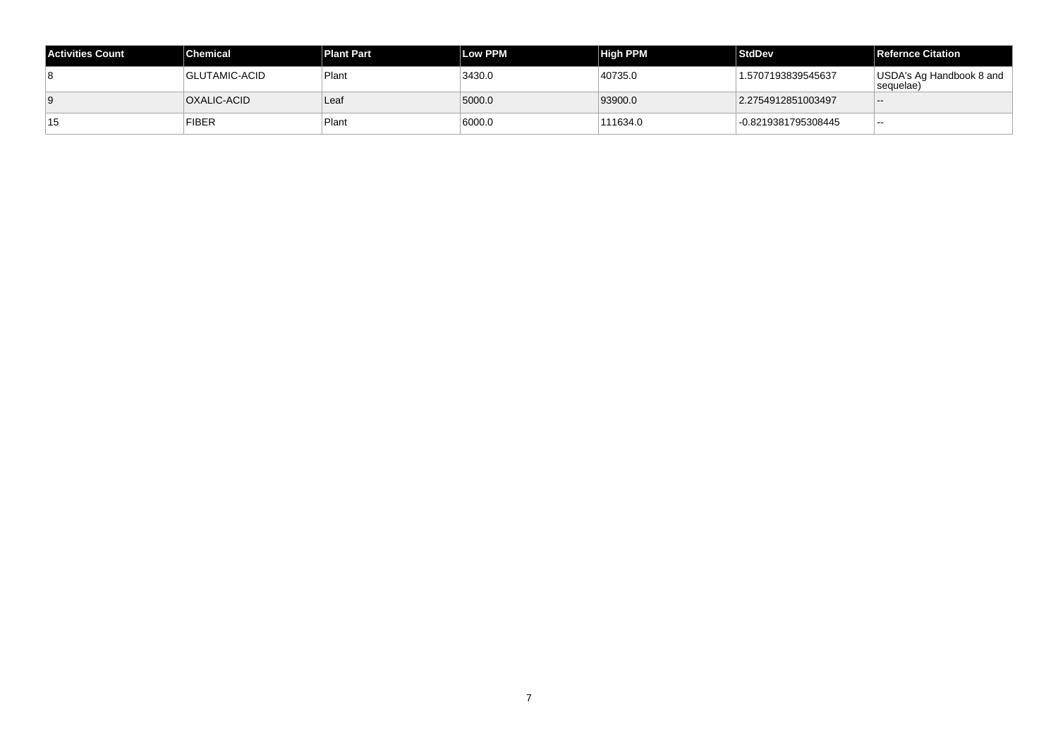| Activities Count | Chemical | Plant Part | Low PPM | High PPM | StdDev | Refernce Citation |
|---|---|---|---|---|---|---|
| 8 | GLUTAMIC-ACID | Plant | 3430.0 | 40735.0 | 1.5707193839545637 | USDA's Ag Handbook 8 and sequelae) |
| 9 | OXALIC-ACID | Leaf | 5000.0 | 93900.0 | 2.2754912851003497 | -- |
| 15 | FIBER | Plant | 6000.0 | 111634.0 | -0.8219381795308445 | -- |